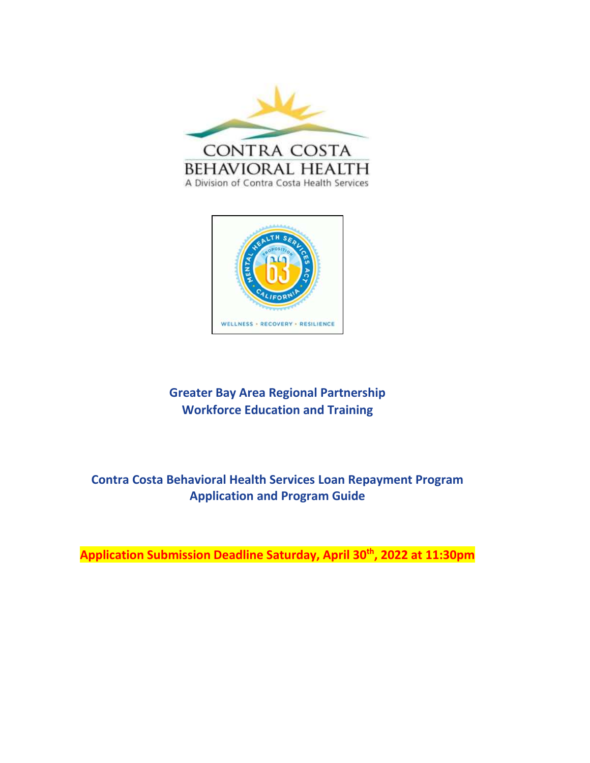CONTRA COSTA
BEHAVIORAL HEALTH
A Division of Contra Costa Health Services

MENTAL HEALTH SERVICES ACT
PROPOSITION 63
CALIFORNIA
WELLNESS • RECOVERY • RESILIENCE

## Greater Bay Area Regional Partnership
## Workforce Education and Training

## Contra Costa Behavioral Health Services Loan Repayment Program
## Application and Program Guide

**Application Submission Deadline Saturday, April 30th, 2022 at 11:30pm**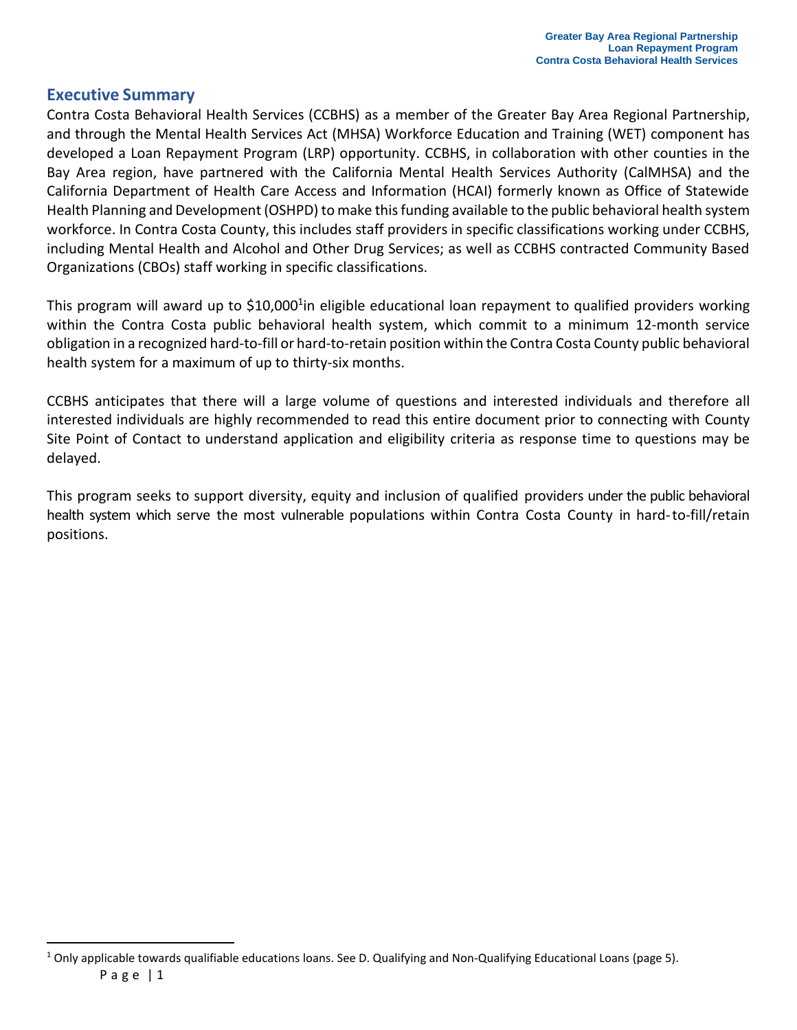## Executive Summary

Contra Costa Behavioral Health Services (CCBHS) as a member of the Greater Bay Area Regional Partnership, and through the Mental Health Services Act (MHSA) Workforce Education and Training (WET) component has developed a Loan Repayment Program (LRP) opportunity. CCBHS, in collaboration with other counties in the Bay Area region, have partnered with the California Mental Health Services Authority (CalMHSA) and the California Department of Health Care Access and Information (HCAI) formerly known as Office of Statewide Health Planning and Development (OSHPD) to make this funding available to the public behavioral health system workforce. In Contra Costa County, this includes staff providers in specific classifications working under CCBHS, including Mental Health and Alcohol and Other Drug Services; as well as CCBHS contracted Community Based Organizations (CBOs) staff working in specific classifications.

This program will award up to $10,000[1] in eligible educational loan repayment to qualified providers working within the Contra Costa public behavioral health system, which commit to a minimum 12-month service obligation in a recognized hard-to-fill or hard-to-retain position within the Contra Costa County public behavioral health system for a maximum of up to thirty-six months.

CCBHS anticipates that there will a large volume of questions and interested individuals and therefore all interested individuals are highly recommended to read this entire document prior to connecting with County Site Point of Contact to understand application and eligibility criteria as response time to questions may be delayed.

This program seeks to support diversity, equity and inclusion of qualified providers under the public behavioral health system which serve the most vulnerable populations within Contra Costa County in hard-to-fill/retain positions.

[1] Only applicable towards qualifiable educations loans. See D. Qualifying and Non-Qualifying Educational Loans (page 5).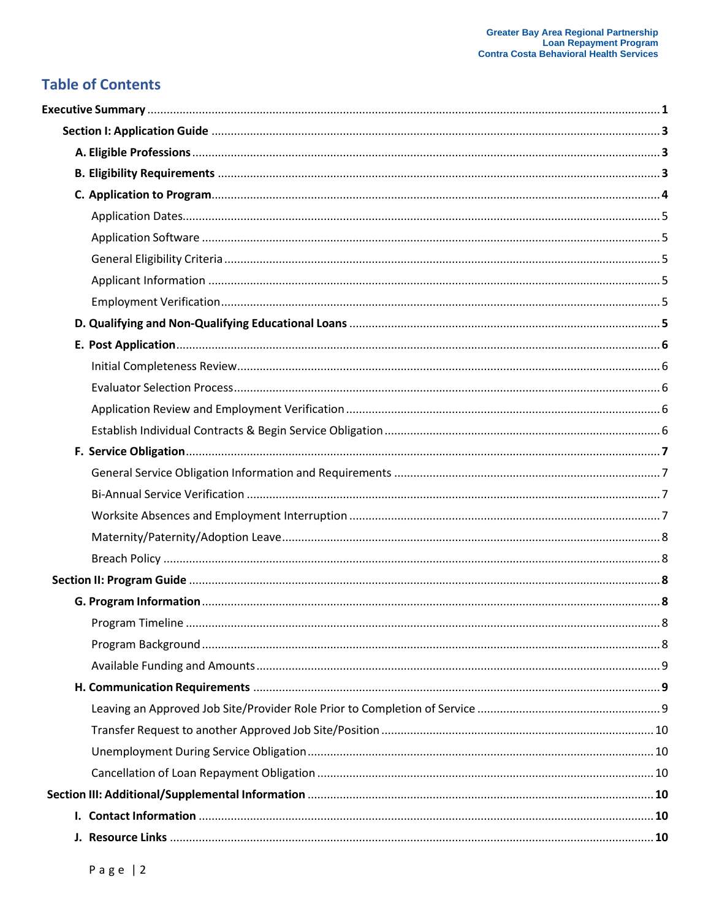## Table of Contents

| | |
|---|---|
| **Executive Summary** | **1** |
| **Section I: Application Guide** | **3** |
| **A. Eligible Professions** | **3** |
| **B. Eligibility Requirements** | **3** |
| **C. Application to Program** | **4** |
| Application Dates | 5 |
| Application Software | 5 |
| General Eligibility Criteria | 5 |
| Applicant Information | 5 |
| Employment Verification | 5 |
| **D. Qualifying and Non-Qualifying Educational Loans** | **5** |
| **E. Post Application** | **6** |
| Initial Completeness Review | 6 |
| Evaluator Selection Process | 6 |
| Application Review and Employment Verification | 6 |
| Establish Individual Contracts & Begin Service Obligation | 6 |
| **F. Service Obligation** | **7** |
| General Service Obligation Information and Requirements | 7 |
| Bi-Annual Service Verification | 7 |
| Worksite Absences and Employment Interruption | 7 |
| Maternity/Paternity/Adoption Leave | 8 |
| Breach Policy | 8 |
| **Section II: Program Guide** | **8** |
| **G. Program Information** | **8** |
| Program Timeline | 8 |
| Program Background | 8 |
| Available Funding and Amounts | 9 |
| **H. Communication Requirements** | **9** |
| Leaving an Approved Job Site/Provider Role Prior to Completion of Service | 9 |
| Transfer Request to another Approved Job Site/Position | 10 |
| Unemployment During Service Obligation | 10 |
| Cancellation of Loan Repayment Obligation | 10 |
| **Section III: Additional/Supplemental Information** | **10** |
| **I. Contact Information** | **10** |
| **J. Resource Links** | **10** |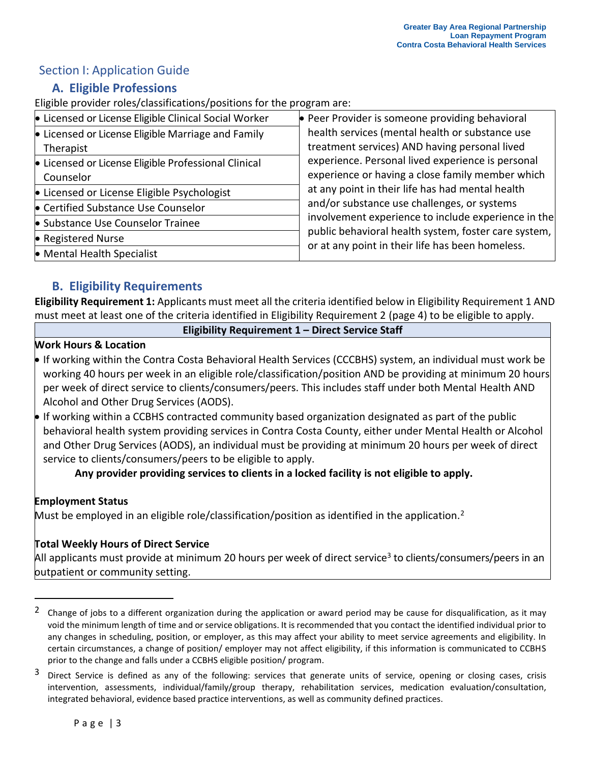## Section I: Application Guide

### A. Eligible Professions

Eligible provider roles/classifications/positions for the program are:

| | |
|---|---|
| • Licensed or License Eligible Clinical Social Worker | • Peer Provider is someone providing behavioral health services (mental health or substance use treatment services) AND having personal lived experience. Personal lived experience is personal experience or having a close family member which at any point in their life has had mental health and/or substance use challenges, or systems involvement experience to include experience in the public behavioral health system, foster care system, or at any point in their life has been homeless. |
| • Licensed or License Eligible Marriage and Family Therapist | |
| • Licensed or License Eligible Professional Clinical Counselor | |
| • Licensed or License Eligible Psychologist | |
| • Certified Substance Use Counselor | |
| • Substance Use Counselor Trainee | |
| • Registered Nurse | |
| • Mental Health Specialist | |

### B. Eligibility Requirements

**Eligibility Requirement 1:** Applicants must meet all the criteria identified below in Eligibility Requirement 1 AND must meet at least one of the criteria identified in Eligibility Requirement 2 (page 4) to be eligible to apply.

**Eligibility Requirement 1 – Direct Service Staff**

**Work Hours & Location**

- If working within the Contra Costa Behavioral Health Services (CCCBHS) system, an individual must work be working 40 hours per week in an eligible role/classification/position AND be providing at minimum 20 hours per week of direct service to clients/consumers/peers. This includes staff under both Mental Health AND Alcohol and Other Drug Services (AODS).
- If working within a CCBHS contracted community based organization designated as part of the public behavioral health system providing services in Contra Costa County, either under Mental Health or Alcohol and Other Drug Services (AODS), an individual must be providing at minimum 20 hours per week of direct service to clients/consumers/peers to be eligible to apply.

**Any provider providing services to clients in a locked facility is not eligible to apply.**

**Employment Status**

Must be employed in an eligible role/classification/position as identified in the application.[2]

**Total Weekly Hours of Direct Service**

All applicants must provide at minimum 20 hours per week of direct service[3] to clients/consumers/peers in an outpatient or community setting.

---

[2] Change of jobs to a different organization during the application or award period may be cause for disqualification, as it may void the minimum length of time and or service obligations. It is recommended that you contact the identified individual prior to any changes in scheduling, position, or employer, as this may affect your ability to meet service agreements and eligibility. In certain circumstances, a change of position/ employer may not affect eligibility, if this information is communicated to CCBHS prior to the change and falls under a CCBHS eligible position/ program.

[3] Direct Service is defined as any of the following: services that generate units of service, opening or closing cases, crisis intervention, assessments, individual/family/group therapy, rehabilitation services, medication evaluation/consultation, integrated behavioral, evidence based practice interventions, as well as community defined practices.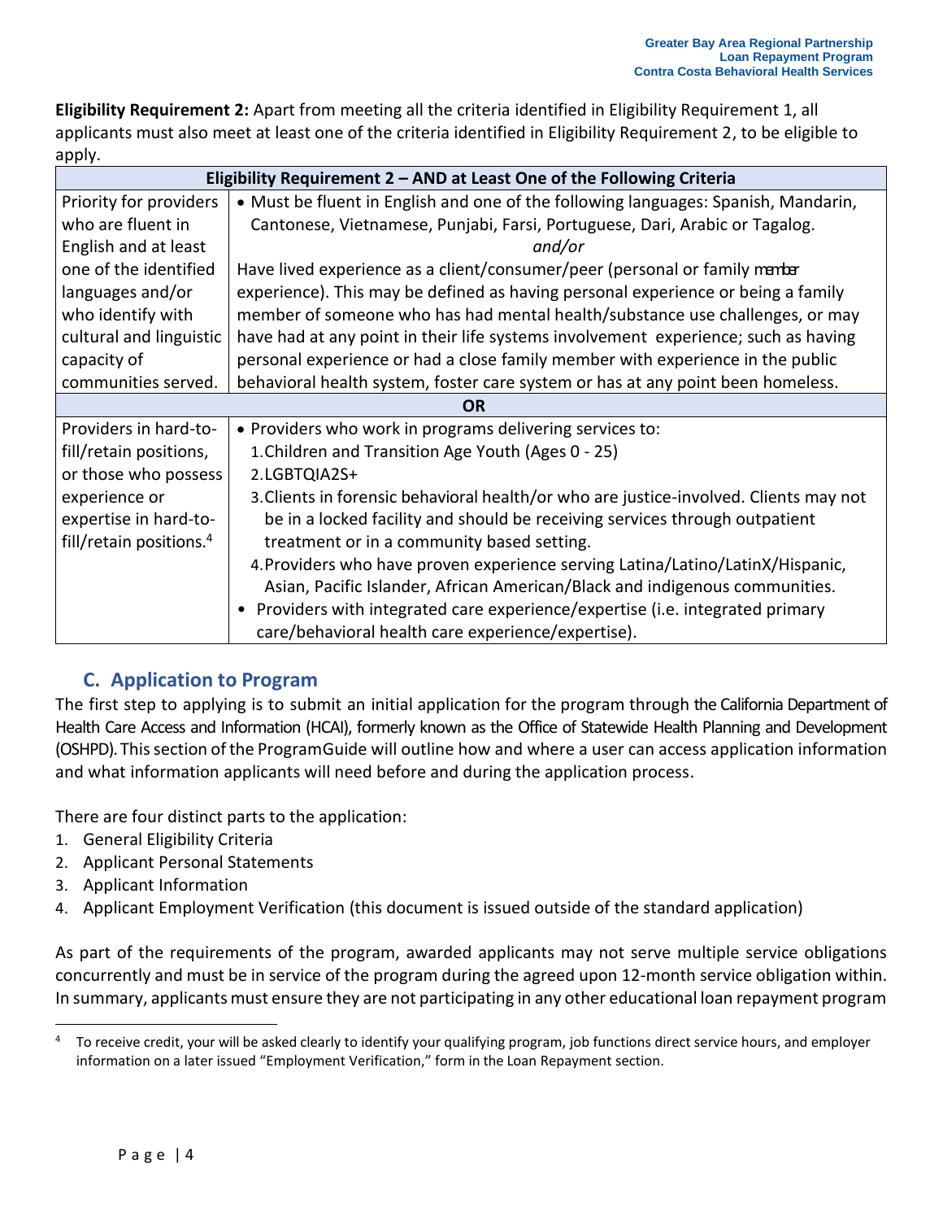**Eligibility Requirement 2:** Apart from meeting all the criteria identified in Eligibility Requirement 1, all applicants must also meet at least one of the criteria identified in Eligibility Requirement 2, to be eligible to apply.

| Eligibility Requirement 2 – AND at Least One of the Following Criteria | |
|---|---|
| Priority for providers who are fluent in English and at least one of the identified languages and/or who identify with cultural and linguistic capacity of communities served. | • Must be fluent in English and one of the following languages: Spanish, Mandarin, Cantonese, Vietnamese, Punjabi, Farsi, Portuguese, Dari, Arabic or Tagalog. *and/or* Have lived experience as a client/consumer/peer (personal or family member experience). This may be defined as having personal experience or being a family member of someone who has had mental health/substance use challenges, or may have had at any point in their life systems involvement experience; such as having personal experience or had a close family member with experience in the public behavioral health system, foster care system or has at any point been homeless. |
| **OR** | |
| Providers in hard-to-fill/retain positions, or those who possess experience or expertise in hard-to-fill/retain positions.[4] | • Providers who work in programs delivering services to: 1. Children and Transition Age Youth (Ages 0 - 25) 2. LGBTQIA2S+ 3. Clients in forensic behavioral health/or who are justice-involved. Clients may not be in a locked facility and should be receiving services through outpatient treatment or in a community based setting. 4. Providers who have proven experience serving Latina/Latino/LatinX/Hispanic, Asian, Pacific Islander, African American/Black and indigenous communities. • Providers with integrated care experience/expertise (i.e. integrated primary care/behavioral health care experience/expertise). |

## C. Application to Program

The first step to applying is to submit an initial application for the program through the California Department of Health Care Access and Information (HCAI), formerly known as the Office of Statewide Health Planning and Development (OSHPD). This section of the ProgramGuide will outline how and where a user can access application information and what information applicants will need before and during the application process.

There are four distinct parts to the application:

1. General Eligibility Criteria
2. Applicant Personal Statements
3. Applicant Information
4. Applicant Employment Verification (this document is issued outside of the standard application)

As part of the requirements of the program, awarded applicants may not serve multiple service obligations concurrently and must be in service of the program during the agreed upon 12-month service obligation within. In summary, applicants must ensure they are not participating in any other educational loan repayment program

[4] To receive credit, your will be asked clearly to identify your qualifying program, job functions direct service hours, and employer information on a later issued "Employment Verification," form in the Loan Repayment section.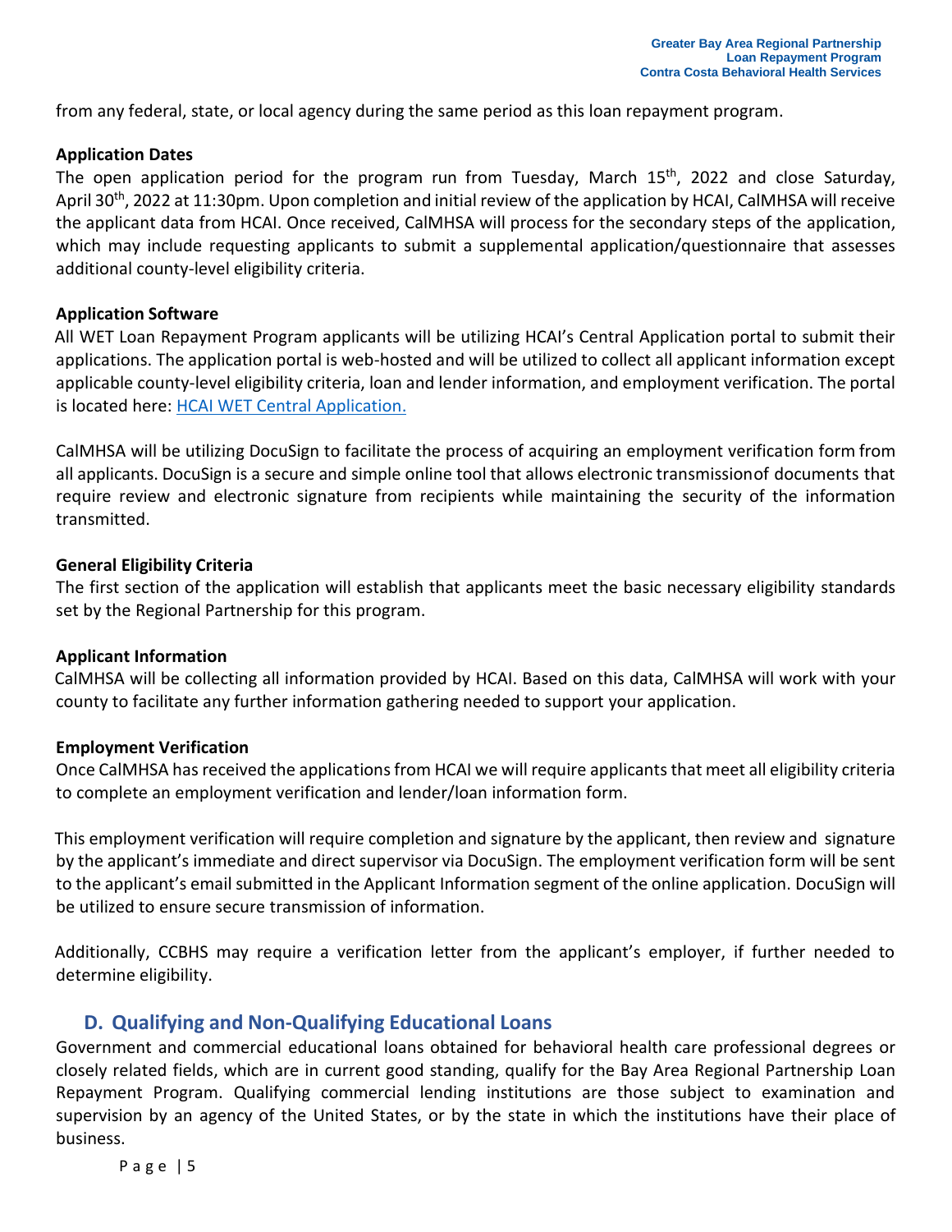from any federal, state, or local agency during the same period as this loan repayment program.

**Application Dates**

The open application period for the program run from Tuesday, March 15th, 2022 and close Saturday, April 30th, 2022 at 11:30pm. Upon completion and initial review of the application by HCAI, CalMHSA will receive the applicant data from HCAI. Once received, CalMHSA will process for the secondary steps of the application, which may include requesting applicants to submit a supplemental application/questionnaire that assesses additional county-level eligibility criteria.

**Application Software**

All WET Loan Repayment Program applicants will be utilizing HCAI's Central Application portal to submit their applications. The application portal is web-hosted and will be utilized to collect all applicant information except applicable county-level eligibility criteria, loan and lender information, and employment verification. The portal is located here: HCAI WET Central Application.

CalMHSA will be utilizing DocuSign to facilitate the process of acquiring an employment verification form from all applicants. DocuSign is a secure and simple online tool that allows electronic transmissionof documents that require review and electronic signature from recipients while maintaining the security of the information transmitted.

**General Eligibility Criteria**

The first section of the application will establish that applicants meet the basic necessary eligibility standards set by the Regional Partnership for this program.

**Applicant Information**

CalMHSA will be collecting all information provided by HCAI. Based on this data, CalMHSA will work with your county to facilitate any further information gathering needed to support your application.

**Employment Verification**

Once CalMHSA has received the applications from HCAI we will require applicants that meet all eligibility criteria to complete an employment verification and lender/loan information form.

This employment verification will require completion and signature by the applicant, then review and signature by the applicant's immediate and direct supervisor via DocuSign. The employment verification form will be sent to the applicant's email submitted in the Applicant Information segment of the online application. DocuSign will be utilized to ensure secure transmission of information.

Additionally, CCBHS may require a verification letter from the applicant's employer, if further needed to determine eligibility.

## D. Qualifying and Non-Qualifying Educational Loans

Government and commercial educational loans obtained for behavioral health care professional degrees or closely related fields, which are in current good standing, qualify for the Bay Area Regional Partnership Loan Repayment Program. Qualifying commercial lending institutions are those subject to examination and supervision by an agency of the United States, or by the state in which the institutions have their place of business.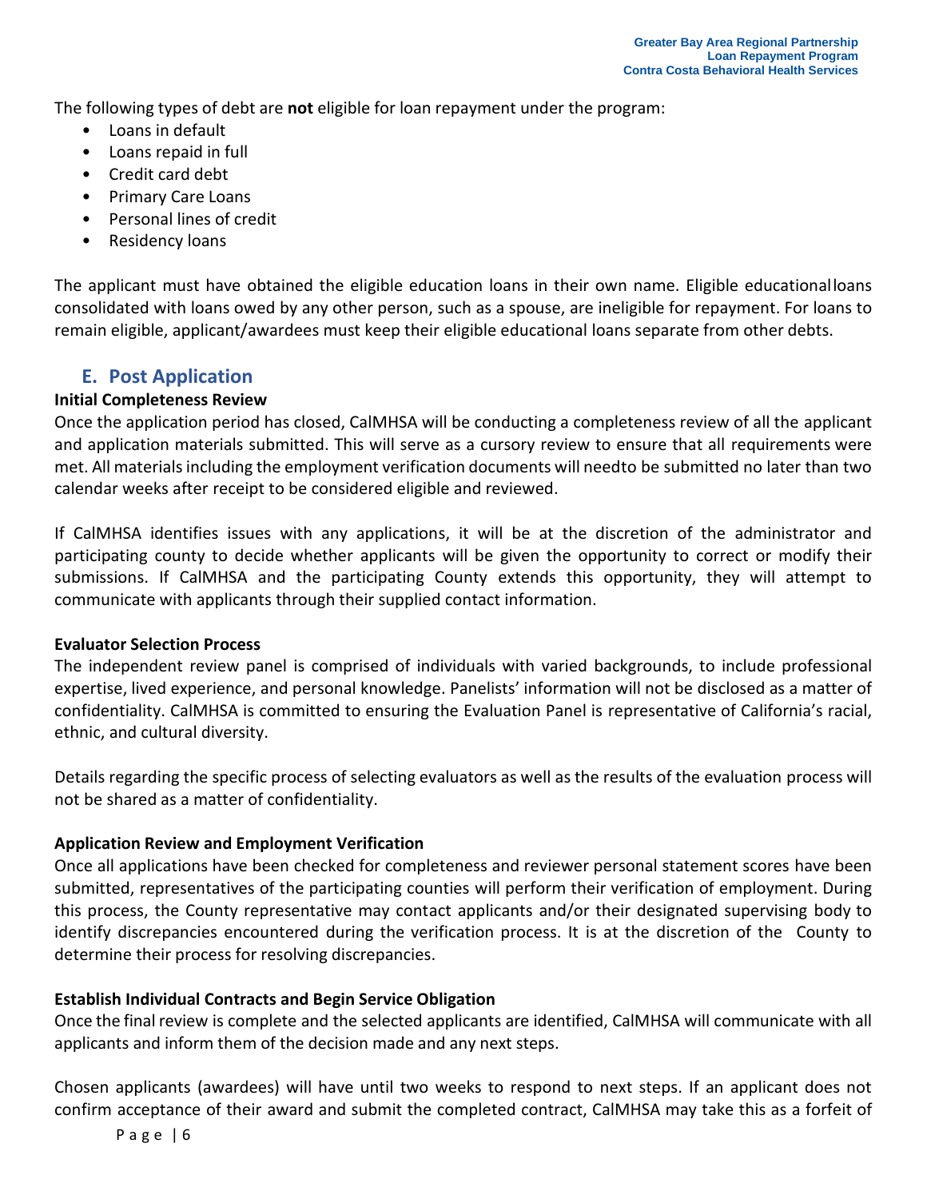The following types of debt are **not** eligible for loan repayment under the program:

- Loans in default
- Loans repaid in full
- Credit card debt
- Primary Care Loans
- Personal lines of credit
- Residency loans

The applicant must have obtained the eligible education loans in their own name. Eligible educational loans consolidated with loans owed by any other person, such as a spouse, are ineligible for repayment. For loans to remain eligible, applicant/awardees must keep their eligible educational loans separate from other debts.

## E. Post Application

**Initial Completeness Review**

Once the application period has closed, CalMHSA will be conducting a completeness review of all the applicant and application materials submitted. This will serve as a cursory review to ensure that all requirements were met. All materials including the employment verification documents will needto be submitted no later than two calendar weeks after receipt to be considered eligible and reviewed.

If CalMHSA identifies issues with any applications, it will be at the discretion of the administrator and participating county to decide whether applicants will be given the opportunity to correct or modify their submissions. If CalMHSA and the participating County extends this opportunity, they will attempt to communicate with applicants through their supplied contact information.

**Evaluator Selection Process**

The independent review panel is comprised of individuals with varied backgrounds, to include professional expertise, lived experience, and personal knowledge. Panelists' information will not be disclosed as a matter of confidentiality. CalMHSA is committed to ensuring the Evaluation Panel is representative of California's racial, ethnic, and cultural diversity.

Details regarding the specific process of selecting evaluators as well as the results of the evaluation process will not be shared as a matter of confidentiality.

**Application Review and Employment Verification**

Once all applications have been checked for completeness and reviewer personal statement scores have been submitted, representatives of the participating counties will perform their verification of employment. During this process, the County representative may contact applicants and/or their designated supervising body to identify discrepancies encountered during the verification process. It is at the discretion of the County to determine their process for resolving discrepancies.

**Establish Individual Contracts and Begin Service Obligation**

Once the final review is complete and the selected applicants are identified, CalMHSA will communicate with all applicants and inform them of the decision made and any next steps.

Chosen applicants (awardees) will have until two weeks to respond to next steps. If an applicant does not confirm acceptance of their award and submit the completed contract, CalMHSA may take this as a forfeit of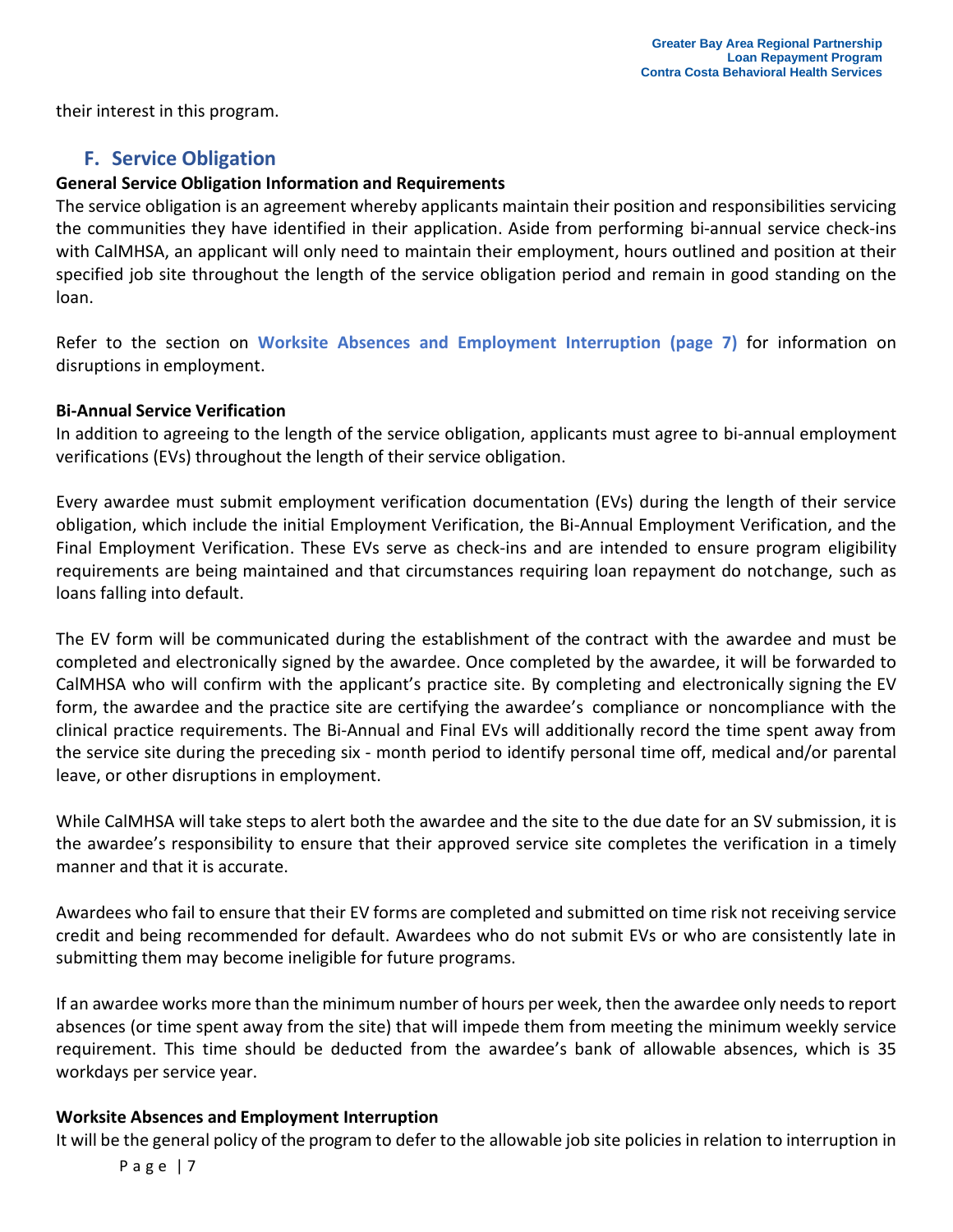their interest in this program.

## F. Service Obligation

**General Service Obligation Information and Requirements**

The service obligation is an agreement whereby applicants maintain their position and responsibilities servicing the communities they have identified in their application. Aside from performing bi-annual service check-ins with CalMHSA, an applicant will only need to maintain their employment, hours outlined and position at their specified job site throughout the length of the service obligation period and remain in good standing on the loan.

Refer to the section on **Worksite Absences and Employment Interruption (page 7)** for information on disruptions in employment.

**Bi-Annual Service Verification**

In addition to agreeing to the length of the service obligation, applicants must agree to bi-annual employment verifications (EVs) throughout the length of their service obligation.

Every awardee must submit employment verification documentation (EVs) during the length of their service obligation, which include the initial Employment Verification, the Bi-Annual Employment Verification, and the Final Employment Verification. These EVs serve as check-ins and are intended to ensure program eligibility requirements are being maintained and that circumstances requiring loan repayment do notchange, such as loans falling into default.

The EV form will be communicated during the establishment of the contract with the awardee and must be completed and electronically signed by the awardee. Once completed by the awardee, it will be forwarded to CalMHSA who will confirm with the applicant's practice site. By completing and electronically signing the EV form, the awardee and the practice site are certifying the awardee's compliance or noncompliance with the clinical practice requirements. The Bi-Annual and Final EVs will additionally record the time spent away from the service site during the preceding six - month period to identify personal time off, medical and/or parental leave, or other disruptions in employment.

While CalMHSA will take steps to alert both the awardee and the site to the due date for an SV submission, it is the awardee's responsibility to ensure that their approved service site completes the verification in a timely manner and that it is accurate.

Awardees who fail to ensure that their EV forms are completed and submitted on time risk not receiving service credit and being recommended for default. Awardees who do not submit EVs or who are consistently late in submitting them may become ineligible for future programs.

If an awardee works more than the minimum number of hours per week, then the awardee only needs to report absences (or time spent away from the site) that will impede them from meeting the minimum weekly service requirement. This time should be deducted from the awardee's bank of allowable absences, which is 35 workdays per service year.

**Worksite Absences and Employment Interruption**

It will be the general policy of the program to defer to the allowable job site policies in relation to interruption in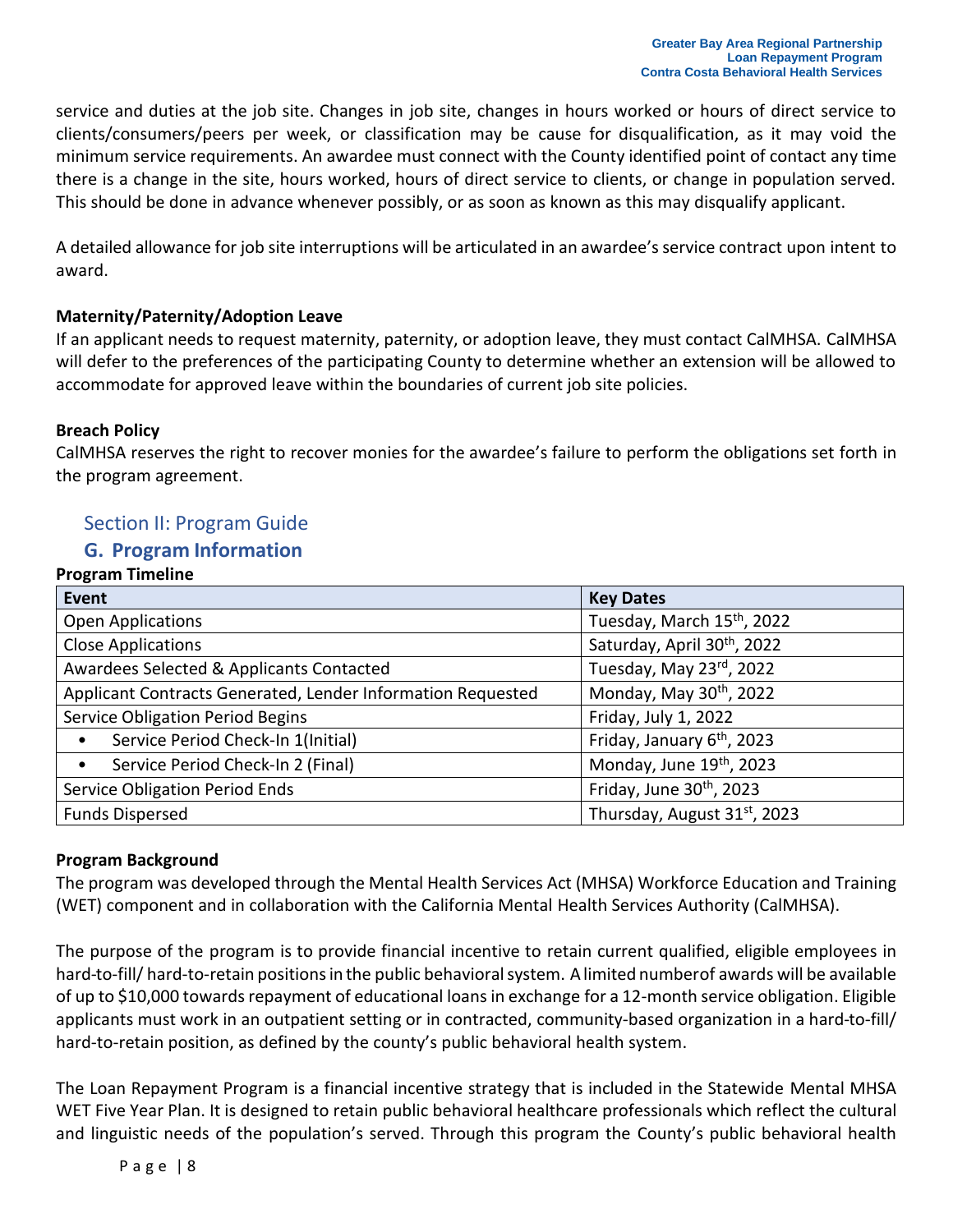service and duties at the job site. Changes in job site, changes in hours worked or hours of direct service to clients/consumers/peers per week, or classification may be cause for disqualification, as it may void the minimum service requirements. An awardee must connect with the County identified point of contact any time there is a change in the site, hours worked, hours of direct service to clients, or change in population served. This should be done in advance whenever possibly, or as soon as known as this may disqualify applicant.

A detailed allowance for job site interruptions will be articulated in an awardee's service contract upon intent to award.

**Maternity/Paternity/Adoption Leave**

If an applicant needs to request maternity, paternity, or adoption leave, they must contact CalMHSA. CalMHSA will defer to the preferences of the participating County to determine whether an extension will be allowed to accommodate for approved leave within the boundaries of current job site policies.

**Breach Policy**

CalMHSA reserves the right to recover monies for the awardee's failure to perform the obligations set forth in the program agreement.

# Section II: Program Guide

## G. Program Information

**Program Timeline**

| Event | Key Dates |
|---|---|
| Open Applications | Tuesday, March 15th, 2022 |
| Close Applications | Saturday, April 30th, 2022 |
| Awardees Selected & Applicants Contacted | Tuesday, May 23rd, 2022 |
| Applicant Contracts Generated, Lender Information Requested | Monday, May 30th, 2022 |
| Service Obligation Period Begins | Friday, July 1, 2022 |
| • Service Period Check-In 1(Initial) | Friday, January 6th, 2023 |
| • Service Period Check-In 2 (Final) | Monday, June 19th, 2023 |
| Service Obligation Period Ends | Friday, June 30th, 2023 |
| Funds Dispersed | Thursday, August 31st, 2023 |

**Program Background**

The program was developed through the Mental Health Services Act (MHSA) Workforce Education and Training (WET) component and in collaboration with the California Mental Health Services Authority (CalMHSA).

The purpose of the program is to provide financial incentive to retain current qualified, eligible employees in hard-to-fill/ hard-to-retain positions in the public behavioral system. A limited numberof awards will be available of up to $10,000 towards repayment of educational loans in exchange for a 12-month service obligation. Eligible applicants must work in an outpatient setting or in contracted, community-based organization in a hard-to-fill/ hard-to-retain position, as defined by the county's public behavioral health system.

The Loan Repayment Program is a financial incentive strategy that is included in the Statewide Mental MHSA WET Five Year Plan. It is designed to retain public behavioral healthcare professionals which reflect the cultural and linguistic needs of the population's served. Through this program the County's public behavioral health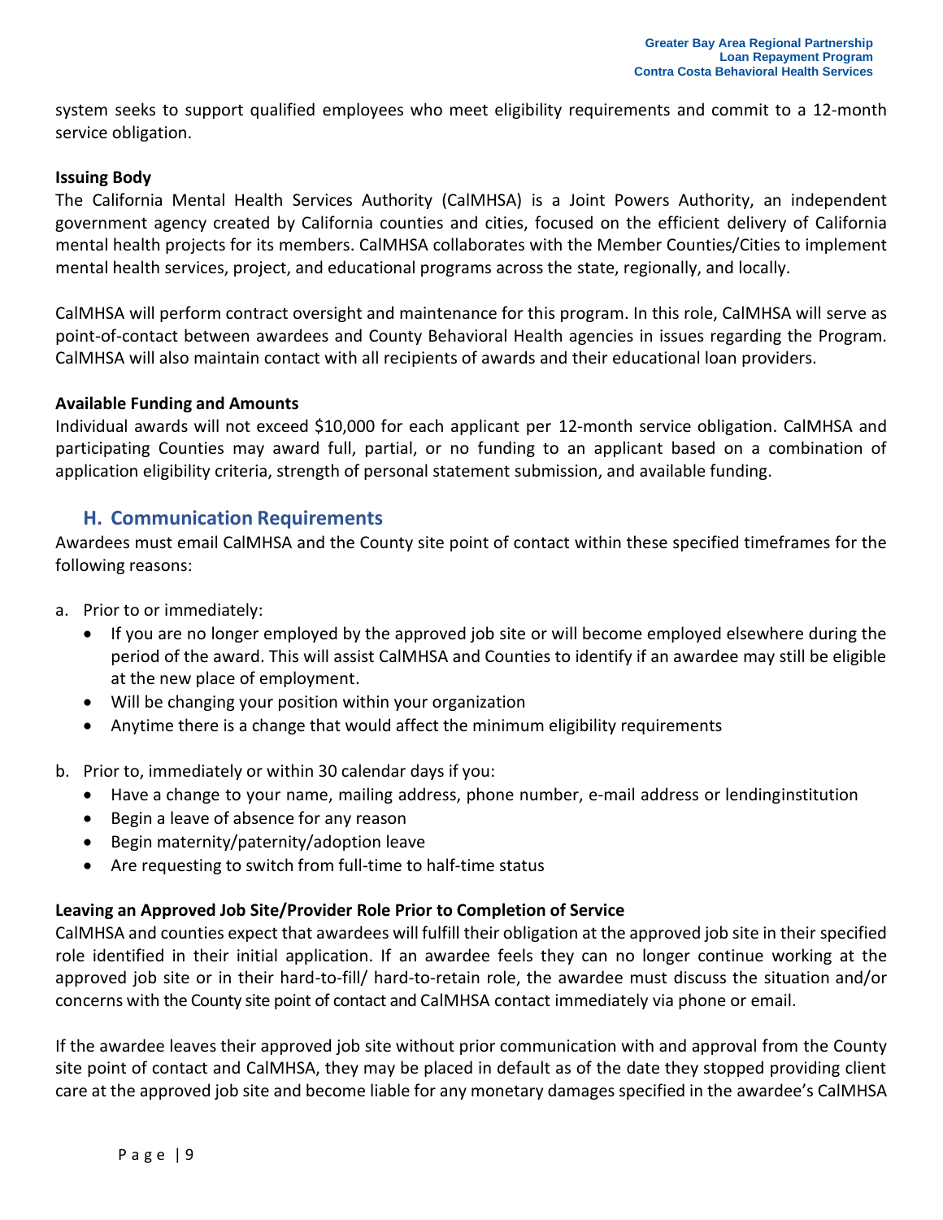system seeks to support qualified employees who meet eligibility requirements and commit to a 12-month service obligation.

**Issuing Body**

The California Mental Health Services Authority (CalMHSA) is a Joint Powers Authority, an independent government agency created by California counties and cities, focused on the efficient delivery of California mental health projects for its members. CalMHSA collaborates with the Member Counties/Cities to implement mental health services, project, and educational programs across the state, regionally, and locally.

CalMHSA will perform contract oversight and maintenance for this program. In this role, CalMHSA will serve as point-of-contact between awardees and County Behavioral Health agencies in issues regarding the Program. CalMHSA will also maintain contact with all recipients of awards and their educational loan providers.

**Available Funding and Amounts**

Individual awards will not exceed $10,000 for each applicant per 12-month service obligation. CalMHSA and participating Counties may award full, partial, or no funding to an applicant based on a combination of application eligibility criteria, strength of personal statement submission, and available funding.

## H. Communication Requirements

Awardees must email CalMHSA and the County site point of contact within these specified timeframes for the following reasons:

a. Prior to or immediately:
   - If you are no longer employed by the approved job site or will become employed elsewhere during the period of the award. This will assist CalMHSA and Counties to identify if an awardee may still be eligible at the new place of employment.
   - Will be changing your position within your organization
   - Anytime there is a change that would affect the minimum eligibility requirements

b. Prior to, immediately or within 30 calendar days if you:
   - Have a change to your name, mailing address, phone number, e-mail address or lendinginstitution
   - Begin a leave of absence for any reason
   - Begin maternity/paternity/adoption leave
   - Are requesting to switch from full-time to half-time status

**Leaving an Approved Job Site/Provider Role Prior to Completion of Service**

CalMHSA and counties expect that awardees will fulfill their obligation at the approved job site in their specified role identified in their initial application. If an awardee feels they can no longer continue working at the approved job site or in their hard-to-fill/ hard-to-retain role, the awardee must discuss the situation and/or concerns with the County site point of contact and CalMHSA contact immediately via phone or email.

If the awardee leaves their approved job site without prior communication with and approval from the County site point of contact and CalMHSA, they may be placed in default as of the date they stopped providing client care at the approved job site and become liable for any monetary damages specified in the awardee's CalMHSA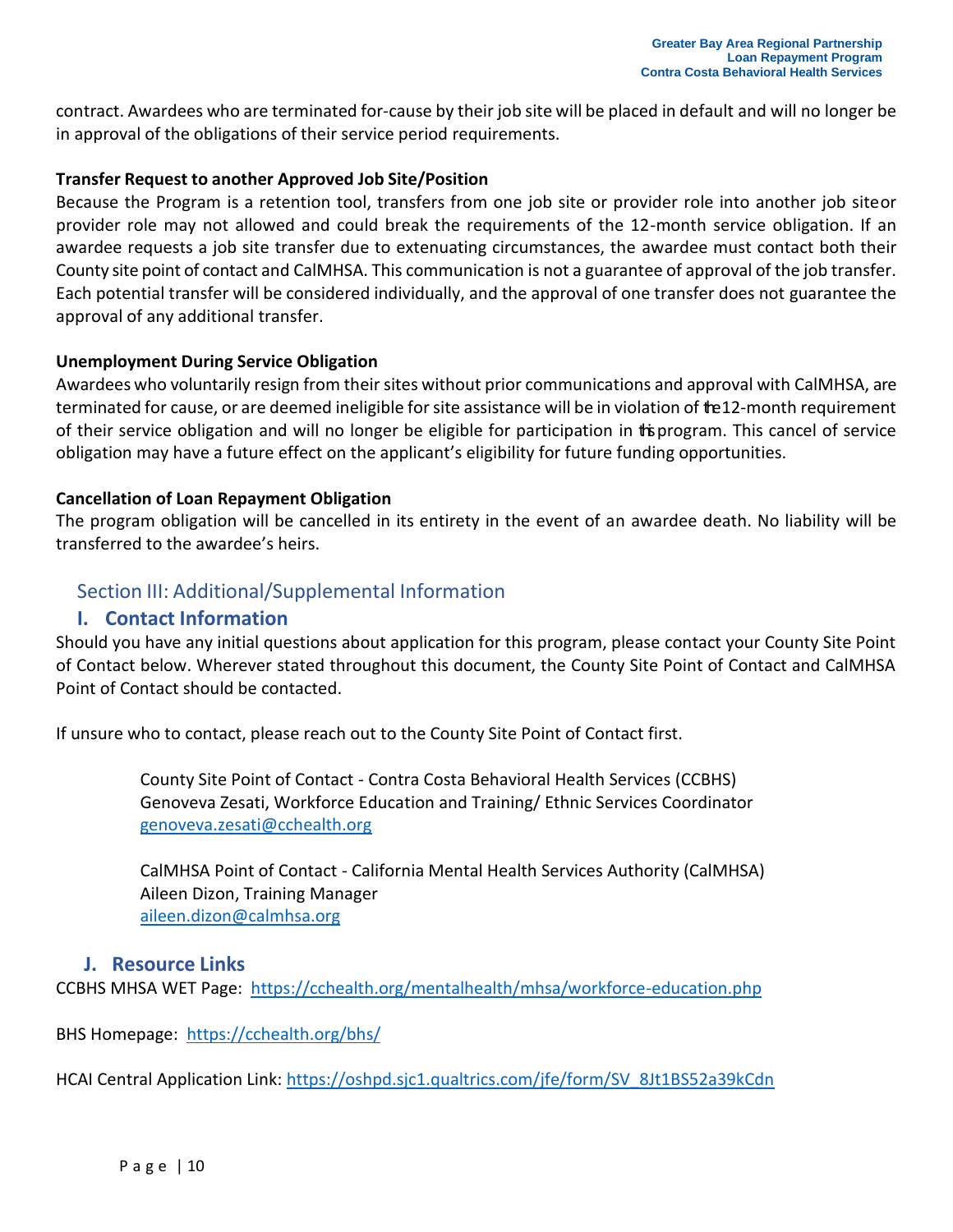contract. Awardees who are terminated for-cause by their job site will be placed in default and will no longer be in approval of the obligations of their service period requirements.

**Transfer Request to another Approved Job Site/Position**

Because the Program is a retention tool, transfers from one job site or provider role into another job siteor provider role may not allowed and could break the requirements of the 12-month service obligation. If an awardee requests a job site transfer due to extenuating circumstances, the awardee must contact both their County site point of contact and CalMHSA. This communication is not a guarantee of approval of the job transfer. Each potential transfer will be considered individually, and the approval of one transfer does not guarantee the approval of any additional transfer.

**Unemployment During Service Obligation**

Awardees who voluntarily resign from their sites without prior communications and approval with CalMHSA, are terminated for cause, or are deemed ineligible for site assistance will be in violation of the12-month requirement of their service obligation and will no longer be eligible for participation in this program. This cancel of service obligation may have a future effect on the applicant's eligibility for future funding opportunities.

**Cancellation of Loan Repayment Obligation**

The program obligation will be cancelled in its entirety in the event of an awardee death. No liability will be transferred to the awardee's heirs.

## Section III: Additional/Supplemental Information

### I. Contact Information

Should you have any initial questions about application for this program, please contact your County Site Point of Contact below. Wherever stated throughout this document, the County Site Point of Contact and CalMHSA Point of Contact should be contacted.

If unsure who to contact, please reach out to the County Site Point of Contact first.

> County Site Point of Contact - Contra Costa Behavioral Health Services (CCBHS)
> Genoveva Zesati, Workforce Education and Training/ Ethnic Services Coordinator
> genoveva.zesati@cchealth.org
>
> CalMHSA Point of Contact - California Mental Health Services Authority (CalMHSA)
> Aileen Dizon, Training Manager
> aileen.dizon@calmhsa.org

### J. Resource Links

CCBHS MHSA WET Page: https://cchealth.org/mentalhealth/mhsa/workforce-education.php

BHS Homepage: https://cchealth.org/bhs/

HCAI Central Application Link: https://oshpd.sjc1.qualtrics.com/jfe/form/SV_8Jt1BS52a39kCdn